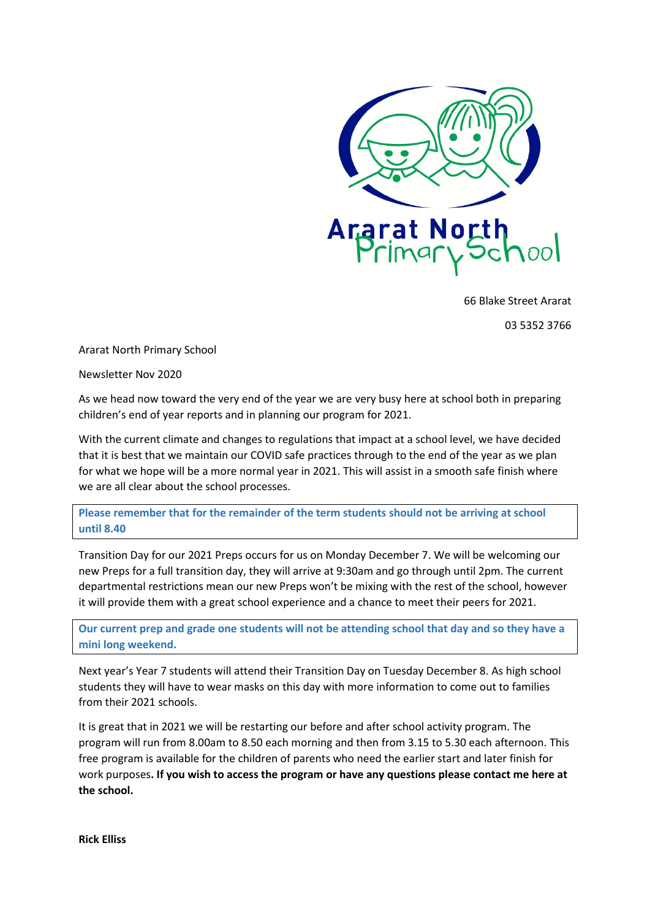Ararat North Primary School

66 Blake Street Ararat

03 5352 3766

Ararat North Primary School

Newsletter Nov 2020

As we head now toward the very end of the year we are very busy here at school both in preparing children's end of year reports and in planning our program for 2021.

With the current climate and changes to regulations that impact at a school level, we have decided that it is best that we maintain our COVID safe practices through to the end of the year as we plan for what we hope will be a more normal year in 2021. This will assist in a smooth safe finish where we are all clear about the school processes.

**Please remember that for the remainder of the term students should not be arriving at school until 8.40**

Transition Day for our 2021 Preps occurs for us on Monday December 7. We will be welcoming our new Preps for a full transition day, they will arrive at 9:30am and go through until 2pm. The current departmental restrictions mean our new Preps won't be mixing with the rest of the school, however it will provide them with a great school experience and a chance to meet their peers for 2021.

**Our current prep and grade one students will not be attending school that day and so they have a mini long weekend.**

Next year's Year 7 students will attend their Transition Day on Tuesday December 8. As high school students they will have to wear masks on this day with more information to come out to families from their 2021 schools.

It is great that in 2021 we will be restarting our before and after school activity program. The program will run from 8.00am to 8.50 each morning and then from 3.15 to 5.30 each afternoon. This free program is available for the children of parents who need the earlier start and later finish for work purposes**. If you wish to access the program or have any questions please contact me here at the school.**

**Rick Elliss**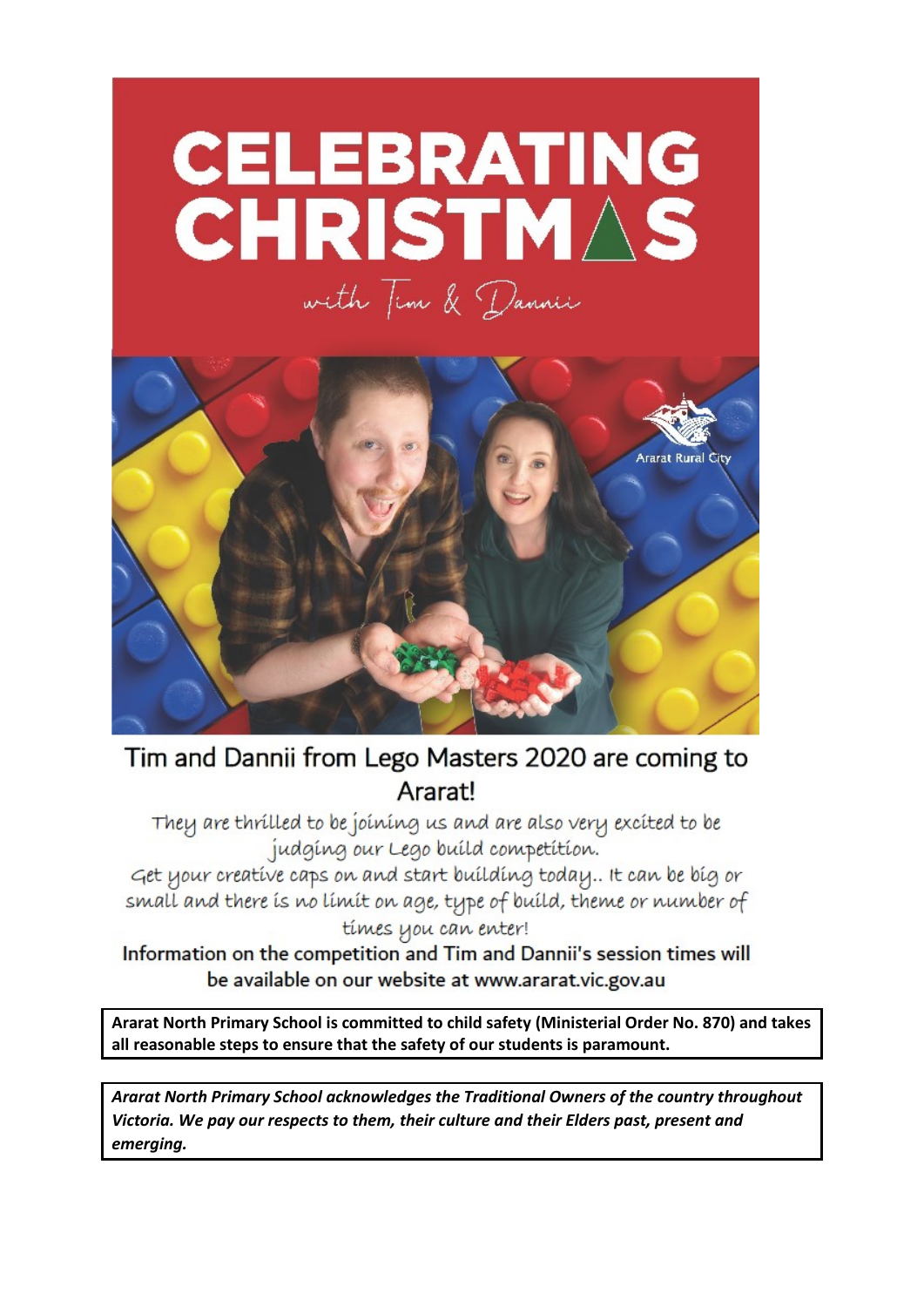# CELEBRATING CHRISTMAS

*with Tim & Dannii*

Ararat Rural City

## Tim and Dannii from Lego Masters 2020 are coming to Ararat!

They are thrilled to be joining us and are also very excited to be judging our Lego build competition.

Get your creative caps on and start building today.. It can be big or small and there is no limit on age, type of build, theme or number of times you can enter!

Information on the competition and Tim and Dannii's session times will be available on our website at www.ararat.vic.gov.au

**Ararat North Primary School is committed to child safety (Ministerial Order No. 870) and takes all reasonable steps to ensure that the safety of our students is paramount.**

***Ararat North Primary School acknowledges the Traditional Owners of the country throughout Victoria. We pay our respects to them, their culture and their Elders past, present and emerging.***